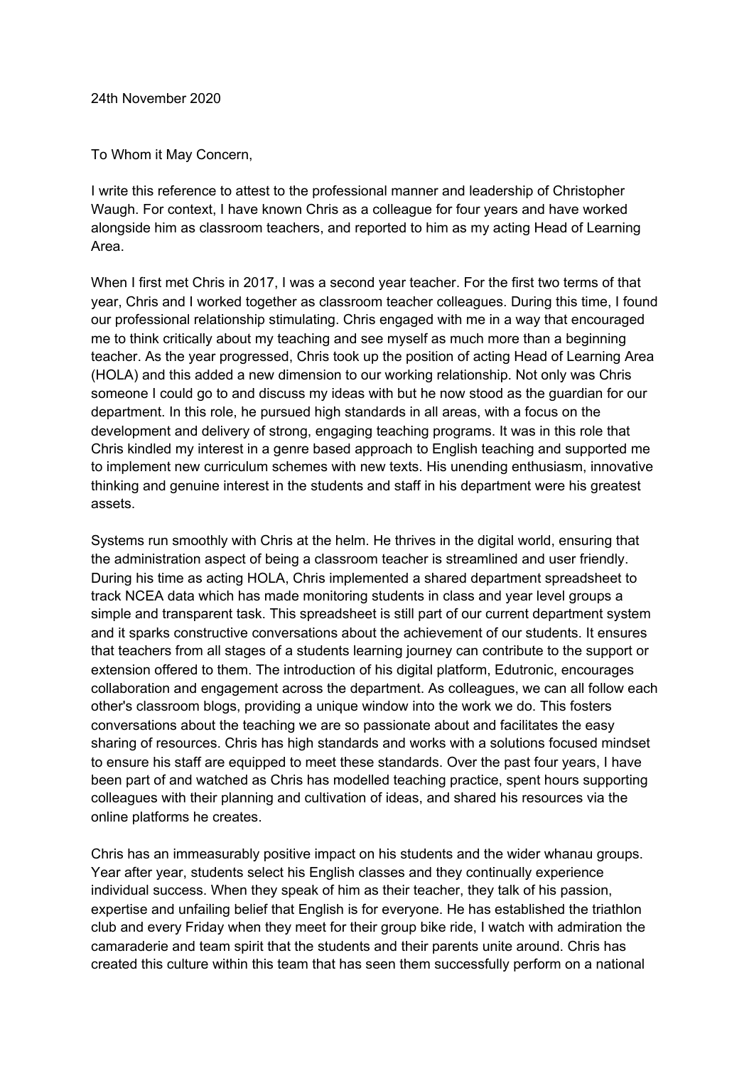24th November 2020

To Whom it May Concern,

I write this reference to attest to the professional manner and leadership of Christopher Waugh. For context, I have known Chris as a colleague for four years and have worked alongside him as classroom teachers, and reported to him as my acting Head of Learning Area.

When I first met Chris in 2017, I was a second year teacher. For the first two terms of that year, Chris and I worked together as classroom teacher colleagues. During this time, I found our professional relationship stimulating. Chris engaged with me in a way that encouraged me to think critically about my teaching and see myself as much more than a beginning teacher. As the year progressed, Chris took up the position of acting Head of Learning Area (HOLA) and this added a new dimension to our working relationship. Not only was Chris someone I could go to and discuss my ideas with but he now stood as the guardian for our department. In this role, he pursued high standards in all areas, with a focus on the development and delivery of strong, engaging teaching programs. It was in this role that Chris kindled my interest in a genre based approach to English teaching and supported me to implement new curriculum schemes with new texts. His unending enthusiasm, innovative thinking and genuine interest in the students and staff in his department were his greatest assets.

Systems run smoothly with Chris at the helm. He thrives in the digital world, ensuring that the administration aspect of being a classroom teacher is streamlined and user friendly. During his time as acting HOLA, Chris implemented a shared department spreadsheet to track NCEA data which has made monitoring students in class and year level groups a simple and transparent task. This spreadsheet is still part of our current department system and it sparks constructive conversations about the achievement of our students. It ensures that teachers from all stages of a students learning journey can contribute to the support or extension offered to them. The introduction of his digital platform, Edutronic, encourages collaboration and engagement across the department. As colleagues, we can all follow each other's classroom blogs, providing a unique window into the work we do. This fosters conversations about the teaching we are so passionate about and facilitates the easy sharing of resources. Chris has high standards and works with a solutions focused mindset to ensure his staff are equipped to meet these standards. Over the past four years, I have been part of and watched as Chris has modelled teaching practice, spent hours supporting colleagues with their planning and cultivation of ideas, and shared his resources via the online platforms he creates.

Chris has an immeasurably positive impact on his students and the wider whanau groups. Year after year, students select his English classes and they continually experience individual success. When they speak of him as their teacher, they talk of his passion, expertise and unfailing belief that English is for everyone. He has established the triathlon club and every Friday when they meet for their group bike ride, I watch with admiration the camaraderie and team spirit that the students and their parents unite around. Chris has created this culture within this team that has seen them successfully perform on a national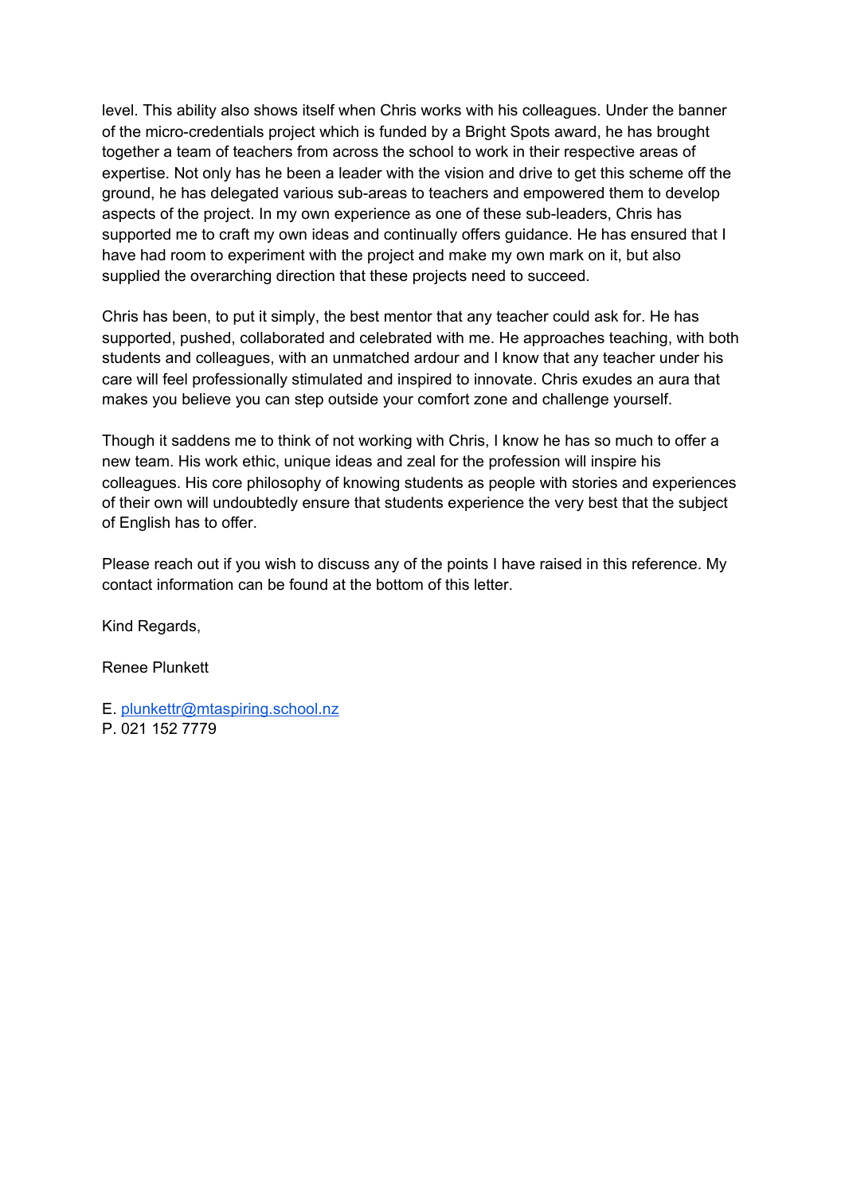level. This ability also shows itself when Chris works with his colleagues. Under the banner of the micro-credentials project which is funded by a Bright Spots award, he has brought together a team of teachers from across the school to work in their respective areas of expertise. Not only has he been a leader with the vision and drive to get this scheme off the ground, he has delegated various sub-areas to teachers and empowered them to develop aspects of the project. In my own experience as one of these sub-leaders, Chris has supported me to craft my own ideas and continually offers guidance. He has ensured that I have had room to experiment with the project and make my own mark on it, but also supplied the overarching direction that these projects need to succeed.

Chris has been, to put it simply, the best mentor that any teacher could ask for. He has supported, pushed, collaborated and celebrated with me. He approaches teaching, with both students and colleagues, with an unmatched ardour and I know that any teacher under his care will feel professionally stimulated and inspired to innovate. Chris exudes an aura that makes you believe you can step outside your comfort zone and challenge yourself.

Though it saddens me to think of not working with Chris, I know he has so much to offer a new team. His work ethic, unique ideas and zeal for the profession will inspire his colleagues. His core philosophy of knowing students as people with stories and experiences of their own will undoubtedly ensure that students experience the very best that the subject of English has to offer.

Please reach out if you wish to discuss any of the points I have raised in this reference. My contact information can be found at the bottom of this letter.

Kind Regards,

Renee Plunkett

E. plunkettr@mtaspiring.school.nz
P. 021 152 7779